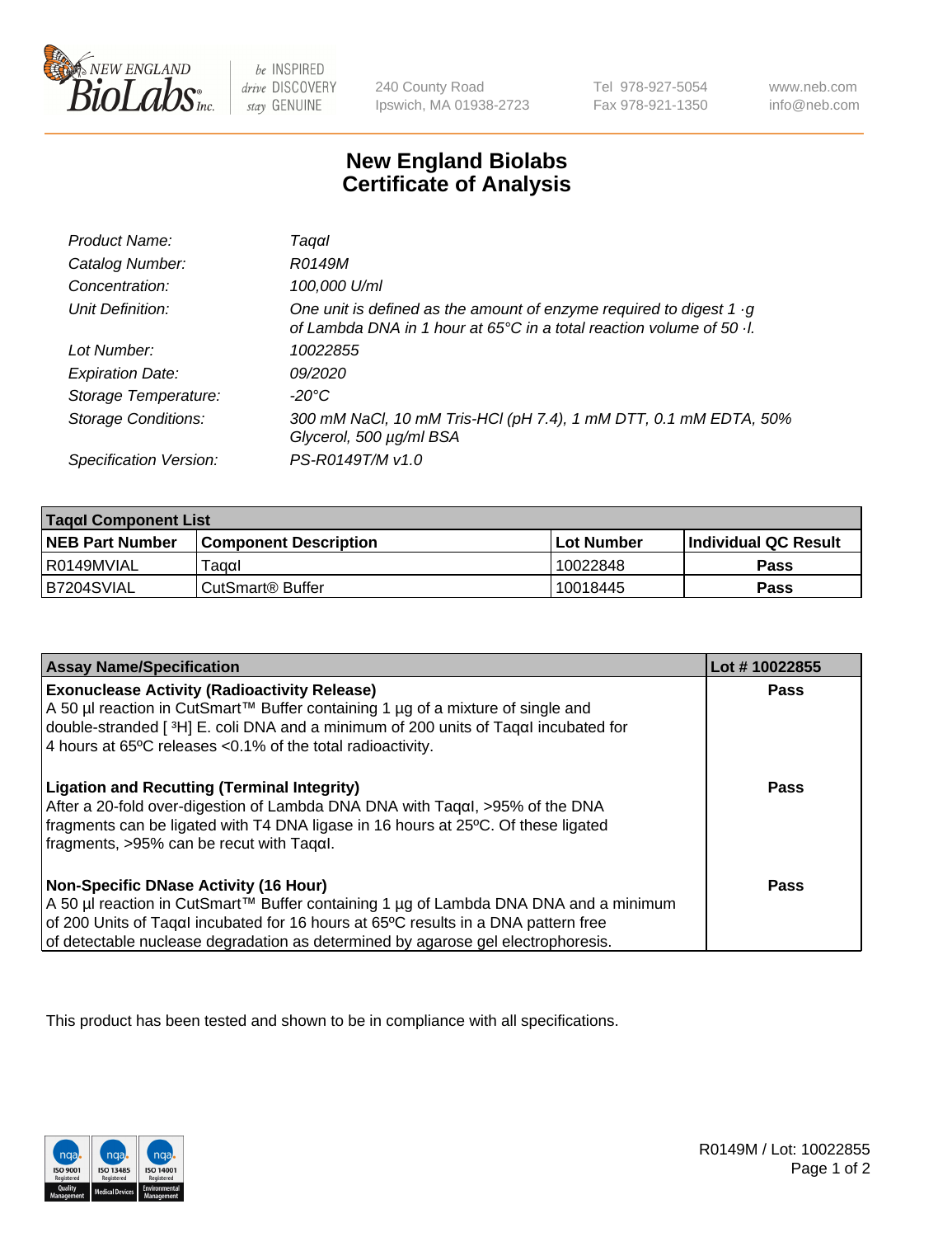New England BioLabs Inc. — be INSPIRED drive DISCOVERY stay GENUINE

240 County Road
Ipswich, MA 01938-2723

Tel 978-927-5054
Fax 978-921-1350

www.neb.com
info@neb.com

# New England Biolabs Certificate of Analysis

| | |
|---|---|
| *Product Name:* | *TaqαI* |
| *Catalog Number:* | *R0149M* |
| *Concentration:* | *100,000 U/ml* |
| *Unit Definition:* | *One unit is defined as the amount of enzyme required to digest 1 ·g of Lambda DNA in 1 hour at 65°C in a total reaction volume of 50 ·l.* |
| *Lot Number:* | *10022855* |
| *Expiration Date:* | *09/2020* |
| *Storage Temperature:* | *-20°C* |
| *Storage Conditions:* | *300 mM NaCl, 10 mM Tris-HCl (pH 7.4), 1 mM DTT, 0.1 mM EDTA, 50% Glycerol, 500 µg/ml BSA* |
| *Specification Version:* | *PS-R0149T/M v1.0* |

| TaqαI Component List | | | |
|---|---|---|---|
| **NEB Part Number** | **Component Description** | **Lot Number** | **Individual QC Result** |
| R0149MVIAL | TaqαI | 10022848 | **Pass** |
| B7204SVIAL | CutSmart® Buffer | 10018445 | **Pass** |

| Assay Name/Specification | Lot # 10022855 |
|---|---|
| **Exonuclease Activity (Radioactivity Release)**<br>A 50 µl reaction in CutSmart™ Buffer containing 1 µg of a mixture of single and double-stranded [ $^3$H] E. coli DNA and a minimum of 200 units of TaqαI incubated for 4 hours at 65ºC releases <0.1% of the total radioactivity. | **Pass** |
| **Ligation and Recutting (Terminal Integrity)**<br>After a 20-fold over-digestion of Lambda DNA DNA with TaqαI, >95% of the DNA fragments can be ligated with T4 DNA ligase in 16 hours at 25ºC. Of these ligated fragments, >95% can be recut with TaqαI. | **Pass** |
| **Non-Specific DNase Activity (16 Hour)**<br>A 50 µl reaction in CutSmart™ Buffer containing 1 µg of Lambda DNA DNA and a minimum of 200 Units of TaqαI incubated for 16 hours at 65ºC results in a DNA pattern free of detectable nuclease degradation as determined by agarose gel electrophoresis. | **Pass** |

This product has been tested and shown to be in compliance with all specifications.

R0149M / Lot: 10022855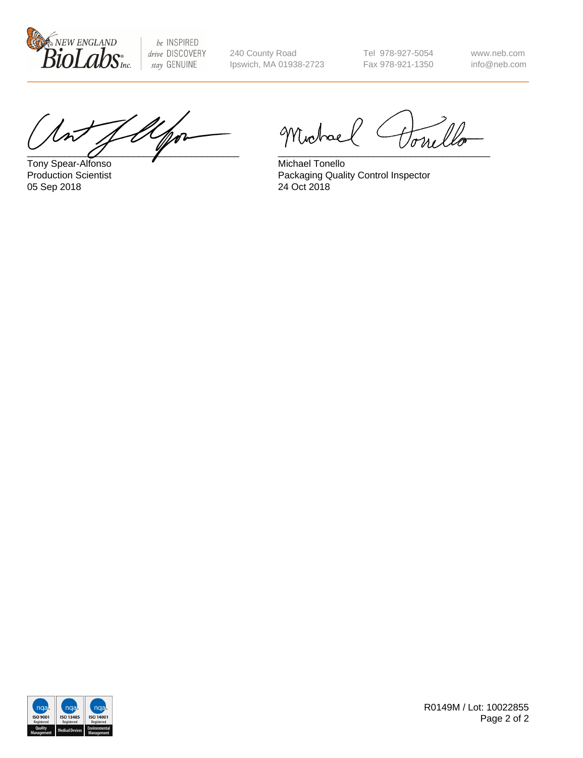Tony Spear-Alfonso
Production Scientist
05 Sep 2018

Michael Tonello
Packaging Quality Control Inspector
24 Oct 2018

R0149M / Lot: 10022855